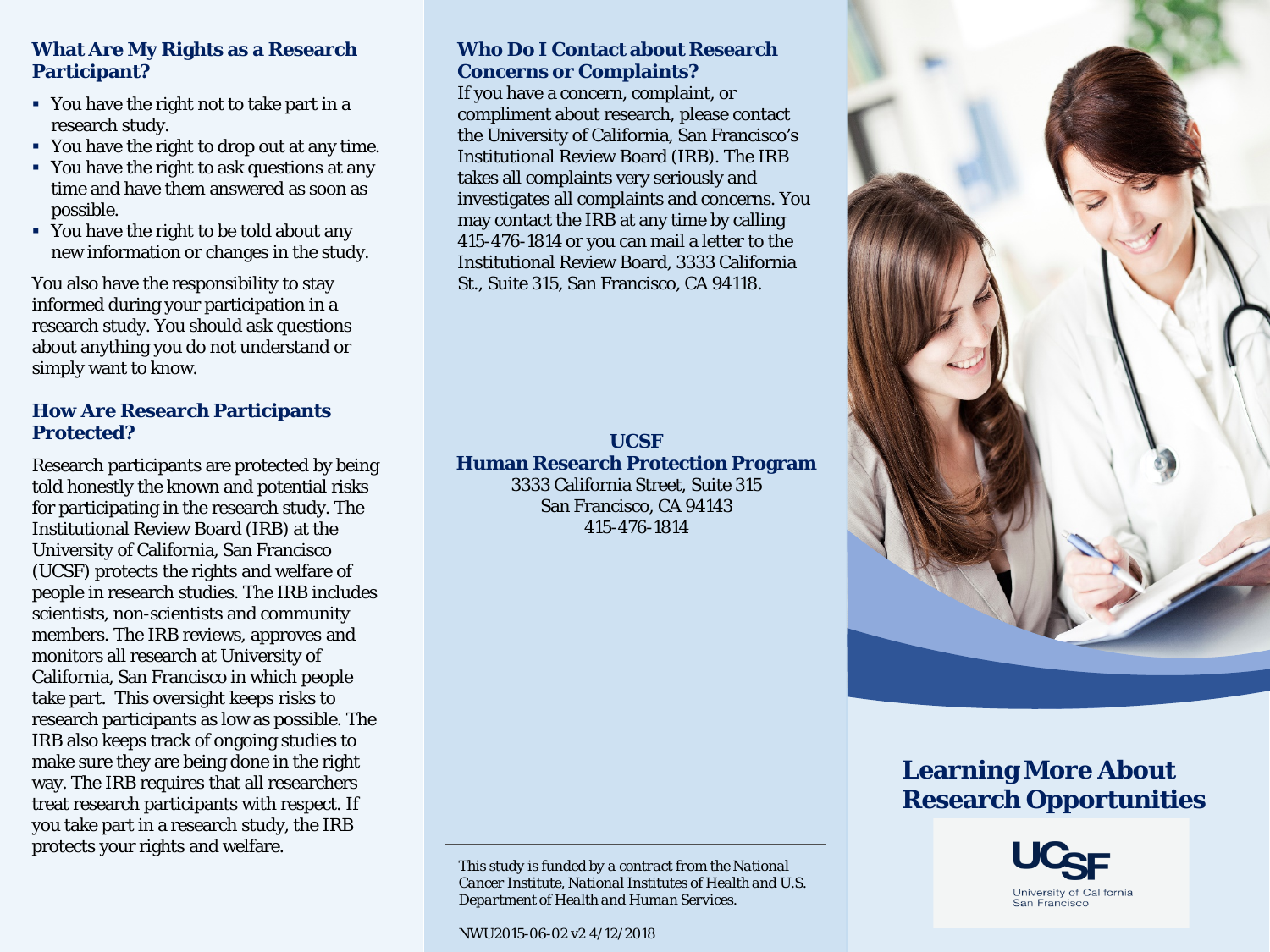## What Are My Rights as a Research Participant?

- You have the right not to take part in a research study.
- You have the right to drop out at any time.
- You have the right to ask questions at any time and have them answered as soon as possible.
- You have the right to be told about any new information or changes in the study.

You also have the responsibility to stay informed during your participation in a research study. You should ask questions about anything you do not understand or simply want to know.

## How Are Research Participants Protected?

Research participants are protected by being told honestly the known and potential risks for participating in the research study. The Institutional Review Board (IRB) at the University of California, San Francisco (UCSF) protects the rights and welfare of people in research studies. The IRB includes scientists, non-scientists and community members. The IRB reviews, approves and monitors all research at University of California, San Francisco in which people take part. This oversight keeps risks to research participants as low as possible. The IRB also keeps track of ongoing studies to make sure they are being done in the right way. The IRB requires that all researchers treat research participants with respect. If you take part in a research study, the IRB protects your rights and welfare.

## Who Do I Contact about Research Concerns or Complaints?

If you have a concern, complaint, or compliment about research, please contact the University of California, San Francisco's Institutional Review Board (IRB). The IRB takes all complaints very seriously and investigates all complaints and concerns. You may contact the IRB at any time by calling 415-476-1814 or you can mail a letter to the Institutional Review Board, 3333 California St., Suite 315, San Francisco, CA 94118.

**UCSF**
**Human Research Protection Program**
3333 California Street, Suite 315
San Francisco, CA 94143
415-476-1814

*This study is funded by a contract from the National Cancer Institute, National Institutes of Health and U.S. Department of Health and Human Services.*

NWU2015-06-02 v2 4/12/2018

# Learning More About Research Opportunities

UCSF
University of California
San Francisco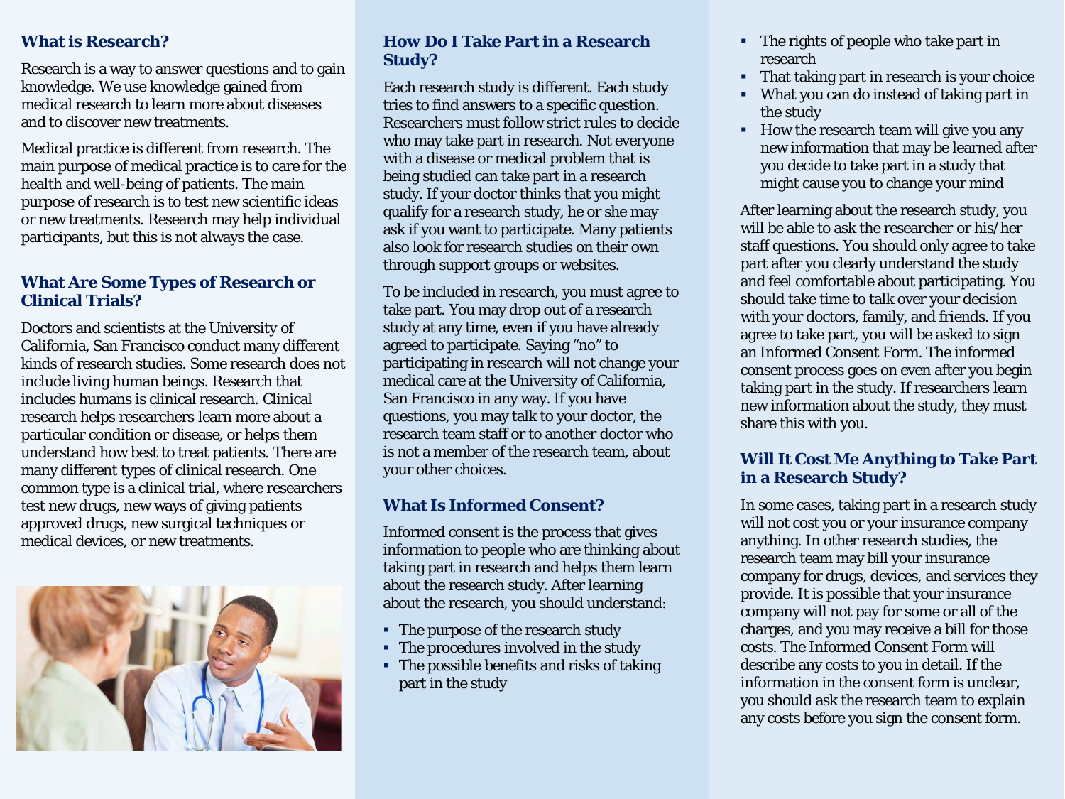## What is Research?

Research is a way to answer questions and to gain knowledge. We use knowledge gained from medical research to learn more about diseases and to discover new treatments.

Medical practice is different from research. The main purpose of medical practice is to care for the health and well-being of patients. The main purpose of research is to test new scientific ideas or new treatments. Research may help individual participants, but this is not always the case.

## What Are Some Types of Research or Clinical Trials?

Doctors and scientists at the University of California, San Francisco conduct many different kinds of research studies. Some research does not include living human beings. Research that includes humans is clinical research. Clinical research helps researchers learn more about a particular condition or disease, or helps them understand how best to treat patients. There are many different types of clinical research. One common type is a clinical trial, where researchers test new drugs, new ways of giving patients approved drugs, new surgical techniques or medical devices, or new treatments.

## How Do I Take Part in a Research Study?

Each research study is different. Each study tries to find answers to a specific question. Researchers must follow strict rules to decide who may take part in research. Not everyone with a disease or medical problem that is being studied can take part in a research study. If your doctor thinks that you might qualify for a research study, he or she may ask if you want to participate. Many patients also look for research studies on their own through support groups or websites.

To be included in research, you must agree to take part. You may drop out of a research study at any time, even if you have already agreed to participate. Saying "no" to participating in research will not change your medical care at the University of California, San Francisco in any way. If you have questions, you may talk to your doctor, the research team staff or to another doctor who is not a member of the research team, about your other choices.

## What Is Informed Consent?

Informed consent is the process that gives information to people who are thinking about taking part in research and helps them learn about the research study. After learning about the research, you should understand:

- The purpose of the research study
- The procedures involved in the study
- The possible benefits and risks of taking part in the study
- The rights of people who take part in research
- That taking part in research is your choice
- What you can do instead of taking part in the study
- How the research team will give you any new information that may be learned after you decide to take part in a study that might cause you to change your mind

After learning about the research study, you will be able to ask the researcher or his/her staff questions. You should only agree to take part after you clearly understand the study and feel comfortable about participating. You should take time to talk over your decision with your doctors, family, and friends. If you agree to take part, you will be asked to sign an Informed Consent Form. The informed consent process goes on even after you begin taking part in the study. If researchers learn new information about the study, they must share this with you.

## Will It Cost Me Anything to Take Part in a Research Study?

In some cases, taking part in a research study will not cost you or your insurance company anything. In other research studies, the research team may bill your insurance company for drugs, devices, and services they provide. It is possible that your insurance company will not pay for some or all of the charges, and you may receive a bill for those costs. The Informed Consent Form will describe any costs to you in detail. If the information in the consent form is unclear, you should ask the research team to explain any costs before you sign the consent form.